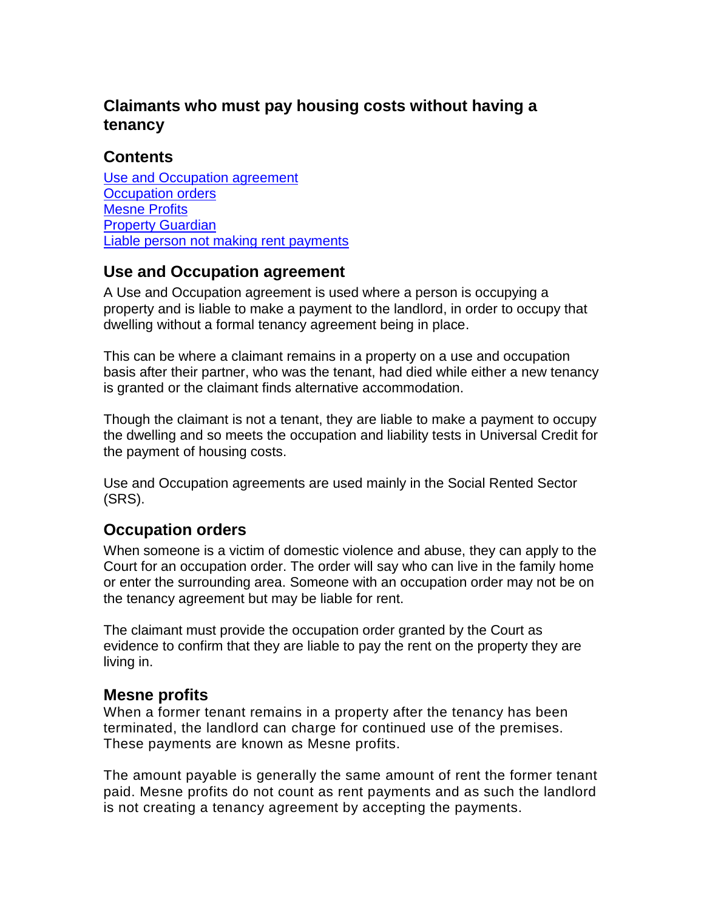# Claimants who must pay housing costs without having a tenancy

## Contents

[Use and Occupation agreement](#use-and-occupation-agreement)
[Occupation orders](#occupation-orders)
[Mesne Profits](#mesne-profits)
[Property Guardian](#property-guardian)
[Liable person not making rent payments](#liable-person-not-making-rent-payments)

## Use and Occupation agreement

A Use and Occupation agreement is used where a person is occupying a property and is liable to make a payment to the landlord, in order to occupy that dwelling without a formal tenancy agreement being in place.

This can be where a claimant remains in a property on a use and occupation basis after their partner, who was the tenant, had died while either a new tenancy is granted or the claimant finds alternative accommodation.

Though the claimant is not a tenant, they are liable to make a payment to occupy the dwelling and so meets the occupation and liability tests in Universal Credit for the payment of housing costs.

Use and Occupation agreements are used mainly in the Social Rented Sector (SRS).

## Occupation orders

When someone is a victim of domestic violence and abuse, they can apply to the Court for an occupation order. The order will say who can live in the family home or enter the surrounding area. Someone with an occupation order may not be on the tenancy agreement but may be liable for rent.

The claimant must provide the occupation order granted by the Court as evidence to confirm that they are liable to pay the rent on the property they are living in.

## Mesne profits

When a former tenant remains in a property after the tenancy has been terminated, the landlord can charge for continued use of the premises. These payments are known as Mesne profits.

The amount payable is generally the same amount of rent the former tenant paid. Mesne profits do not count as rent payments and as such the landlord is not creating a tenancy agreement by accepting the payments.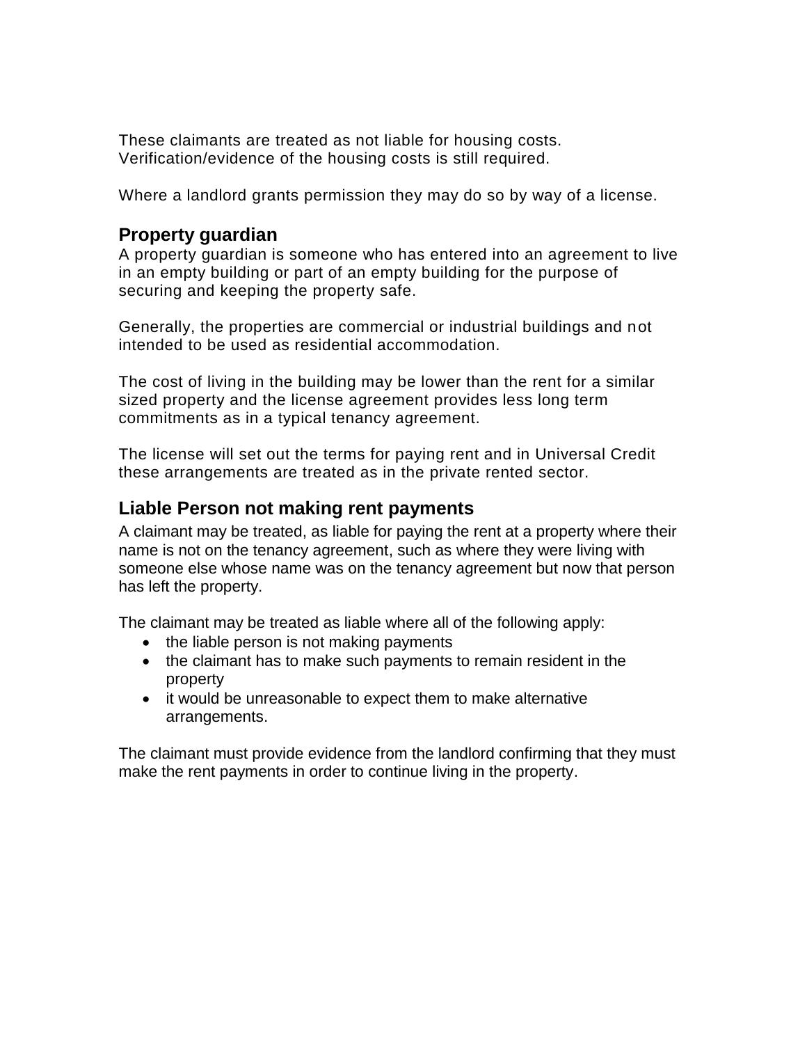These claimants are treated as not liable for housing costs. Verification/evidence of the housing costs is still required.

Where a landlord grants permission they may do so by way of a license.

## Property guardian

A property guardian is someone who has entered into an agreement to live in an empty building or part of an empty building for the purpose of securing and keeping the property safe.

Generally, the properties are commercial or industrial buildings and not intended to be used as residential accommodation.

The cost of living in the building may be lower than the rent for a similar sized property and the license agreement provides less long term commitments as in a typical tenancy agreement.

The license will set out the terms for paying rent and in Universal Credit these arrangements are treated as in the private rented sector.

## Liable Person not making rent payments

A claimant may be treated, as liable for paying the rent at a property where their name is not on the tenancy agreement, such as where they were living with someone else whose name was on the tenancy agreement but now that person has left the property.

The claimant may be treated as liable where all of the following apply:

- the liable person is not making payments
- the claimant has to make such payments to remain resident in the property
- it would be unreasonable to expect them to make alternative arrangements.

The claimant must provide evidence from the landlord confirming that they must make the rent payments in order to continue living in the property.